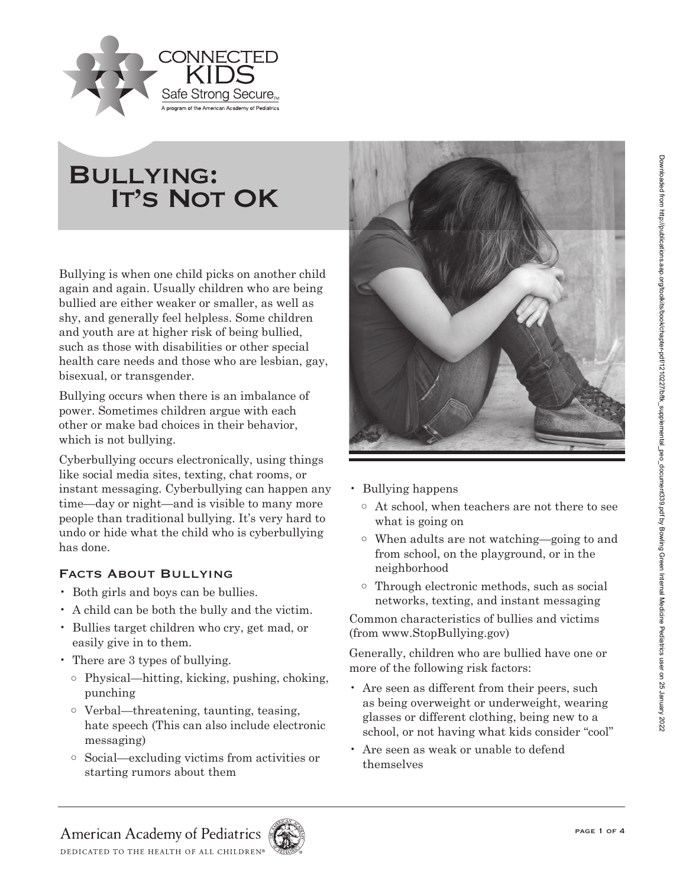# Bullying: It's Not OK

Bullying is when one child picks on another child again and again. Usually children who are being bullied are either weaker or smaller, as well as shy, and generally feel helpless. Some children and youth are at higher risk of being bullied, such as those with disabilities or other special health care needs and those who are lesbian, gay, bisexual, or transgender.

Bullying occurs when there is an imbalance of power. Sometimes children argue with each other or make bad choices in their behavior, which is not bullying.

Cyberbullying occurs electronically, using things like social media sites, texting, chat rooms, or instant messaging. Cyberbullying can happen any time—day or night—and is visible to many more people than traditional bullying. It's very hard to undo or hide what the child who is cyberbullying has done.

## Facts About Bullying

- Both girls and boys can be bullies.
- A child can be both the bully and the victim.
- Bullies target children who cry, get mad, or easily give in to them.
- There are 3 types of bullying.
  - Physical—hitting, kicking, pushing, choking, punching
  - Verbal—threatening, taunting, teasing, hate speech (This can also include electronic messaging)
  - Social—excluding victims from activities or starting rumors about them
- Bullying happens
  - At school, when teachers are not there to see what is going on
  - When adults are not watching—going to and from school, on the playground, or in the neighborhood
  - Through electronic methods, such as social networks, texting, and instant messaging

Common characteristics of bullies and victims (from www.StopBullying.gov)

Generally, children who are bullied have one or more of the following risk factors:

- Are seen as different from their peers, such as being overweight or underweight, wearing glasses or different clothing, being new to a school, or not having what kids consider "cool"
- Are seen as weak or unable to defend themselves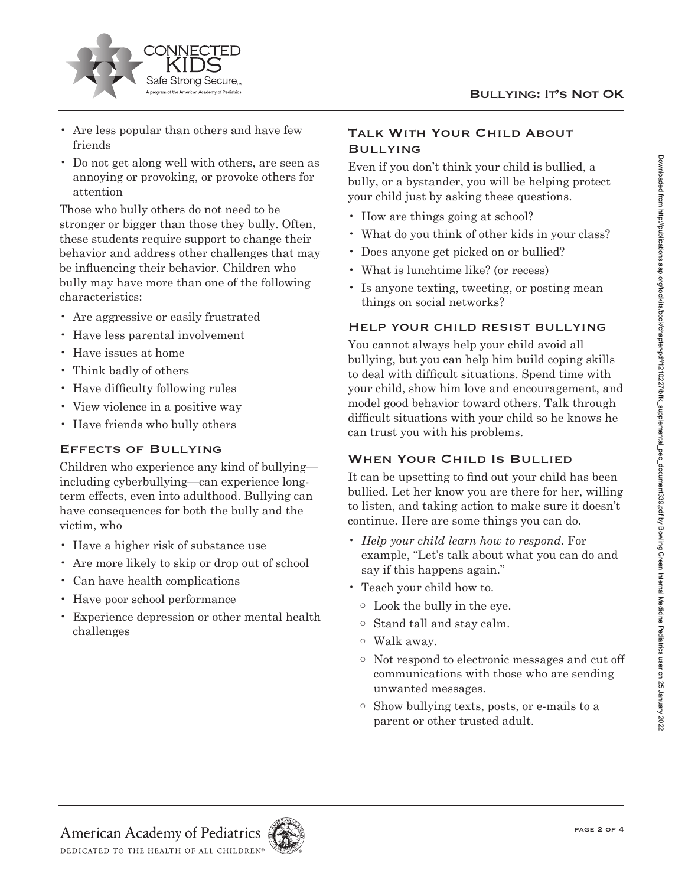- Are less popular than others and have few friends
- Do not get along well with others, are seen as annoying or provoking, or provoke others for attention

Those who bully others do not need to be stronger or bigger than those they bully. Often, these students require support to change their behavior and address other challenges that may be influencing their behavior. Children who bully may have more than one of the following characteristics:

- Are aggressive or easily frustrated
- Have less parental involvement
- Have issues at home
- Think badly of others
- Have difficulty following rules
- View violence in a positive way
- Have friends who bully others

## Effects of Bullying

Children who experience any kind of bullying—including cyberbullying—can experience long-term effects, even into adulthood. Bullying can have consequences for both the bully and the victim, who

- Have a higher risk of substance use
- Are more likely to skip or drop out of school
- Can have health complications
- Have poor school performance
- Experience depression or other mental health challenges

## Talk With Your Child About Bullying

Even if you don't think your child is bullied, a bully, or a bystander, you will be helping protect your child just by asking these questions.

- How are things going at school?
- What do you think of other kids in your class?
- Does anyone get picked on or bullied?
- What is lunchtime like? (or recess)
- Is anyone texting, tweeting, or posting mean things on social networks?

## Help your child resist bullying

You cannot always help your child avoid all bullying, but you can help him build coping skills to deal with difficult situations. Spend time with your child, show him love and encouragement, and model good behavior toward others. Talk through difficult situations with your child so he knows he can trust you with his problems.

## When Your Child Is Bullied

It can be upsetting to find out your child has been bullied. Let her know you are there for her, willing to listen, and taking action to make sure it doesn't continue. Here are some things you can do.

- *Help your child learn how to respond.* For example, "Let's talk about what you can do and say if this happens again."
- Teach your child how to.
  - Look the bully in the eye.
  - Stand tall and stay calm.
  - Walk away.
  - Not respond to electronic messages and cut off communications with those who are sending unwanted messages.
  - Show bullying texts, posts, or e-mails to a parent or other trusted adult.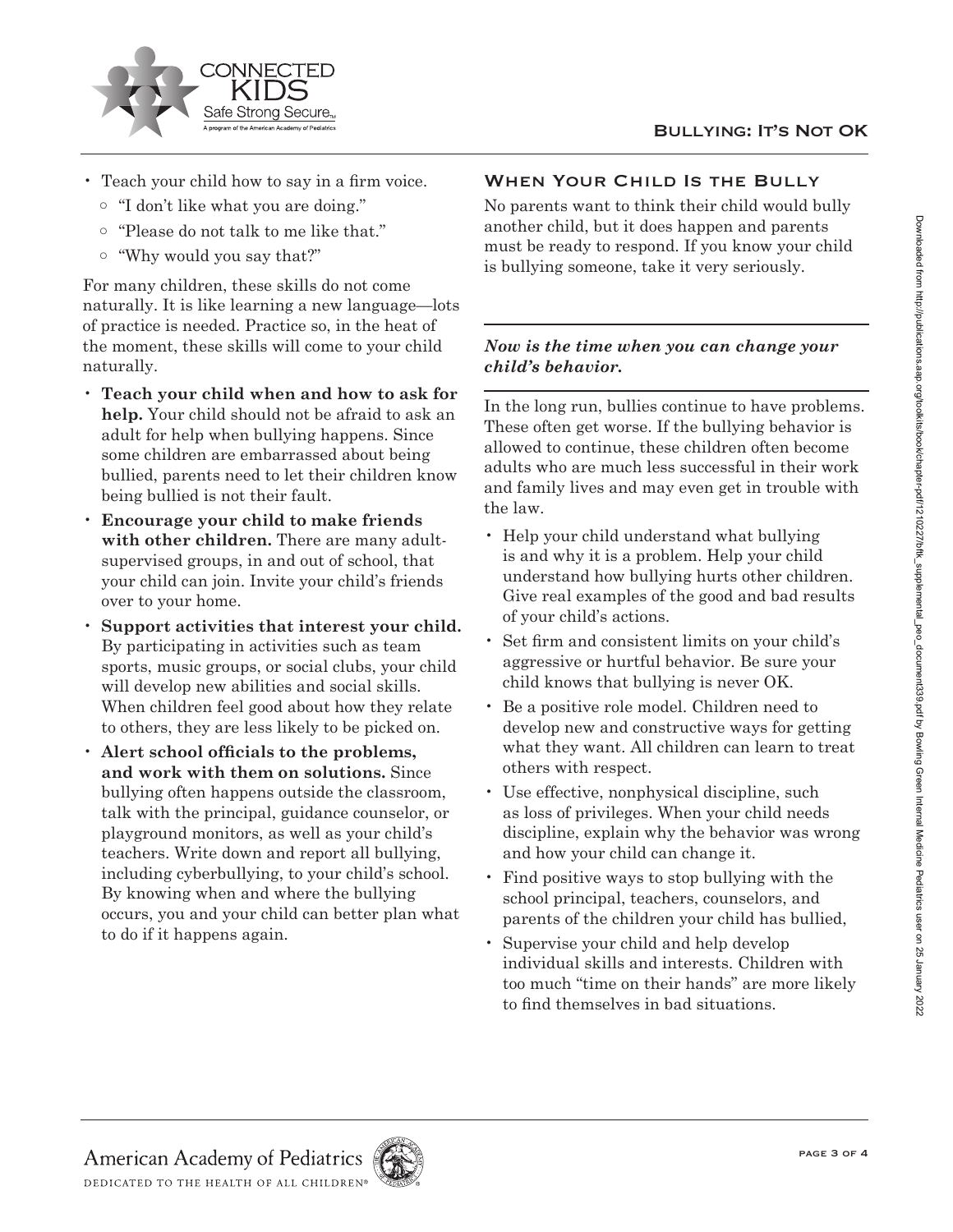- Teach your child how to say in a firm voice.
  - "I don't like what you are doing."
  - "Please do not talk to me like that."
  - "Why would you say that?"

For many children, these skills do not come naturally. It is like learning a new language—lots of practice is needed. Practice so, in the heat of the moment, these skills will come to your child naturally.

- **Teach your child when and how to ask for help.** Your child should not be afraid to ask an adult for help when bullying happens. Since some children are embarrassed about being bullied, parents need to let their children know being bullied is not their fault.
- **Encourage your child to make friends with other children.** There are many adult-supervised groups, in and out of school, that your child can join. Invite your child's friends over to your home.
- **Support activities that interest your child.** By participating in activities such as team sports, music groups, or social clubs, your child will develop new abilities and social skills. When children feel good about how they relate to others, they are less likely to be picked on.
- **Alert school officials to the problems, and work with them on solutions.** Since bullying often happens outside the classroom, talk with the principal, guidance counselor, or playground monitors, as well as your child's teachers. Write down and report all bullying, including cyberbullying, to your child's school. By knowing when and where the bullying occurs, you and your child can better plan what to do if it happens again.

## When Your Child Is the Bully

No parents want to think their child would bully another child, but it does happen and parents must be ready to respond. If you know your child is bullying someone, take it very seriously.

***Now is the time when you can change your child's behavior.***

In the long run, bullies continue to have problems. These often get worse. If the bullying behavior is allowed to continue, these children often become adults who are much less successful in their work and family lives and may even get in trouble with the law.

- Help your child understand what bullying is and why it is a problem. Help your child understand how bullying hurts other children. Give real examples of the good and bad results of your child's actions.
- Set firm and consistent limits on your child's aggressive or hurtful behavior. Be sure your child knows that bullying is never OK.
- Be a positive role model. Children need to develop new and constructive ways for getting what they want. All children can learn to treat others with respect.
- Use effective, nonphysical discipline, such as loss of privileges. When your child needs discipline, explain why the behavior was wrong and how your child can change it.
- Find positive ways to stop bullying with the school principal, teachers, counselors, and parents of the children your child has bullied,
- Supervise your child and help develop individual skills and interests. Children with too much "time on their hands" are more likely to find themselves in bad situations.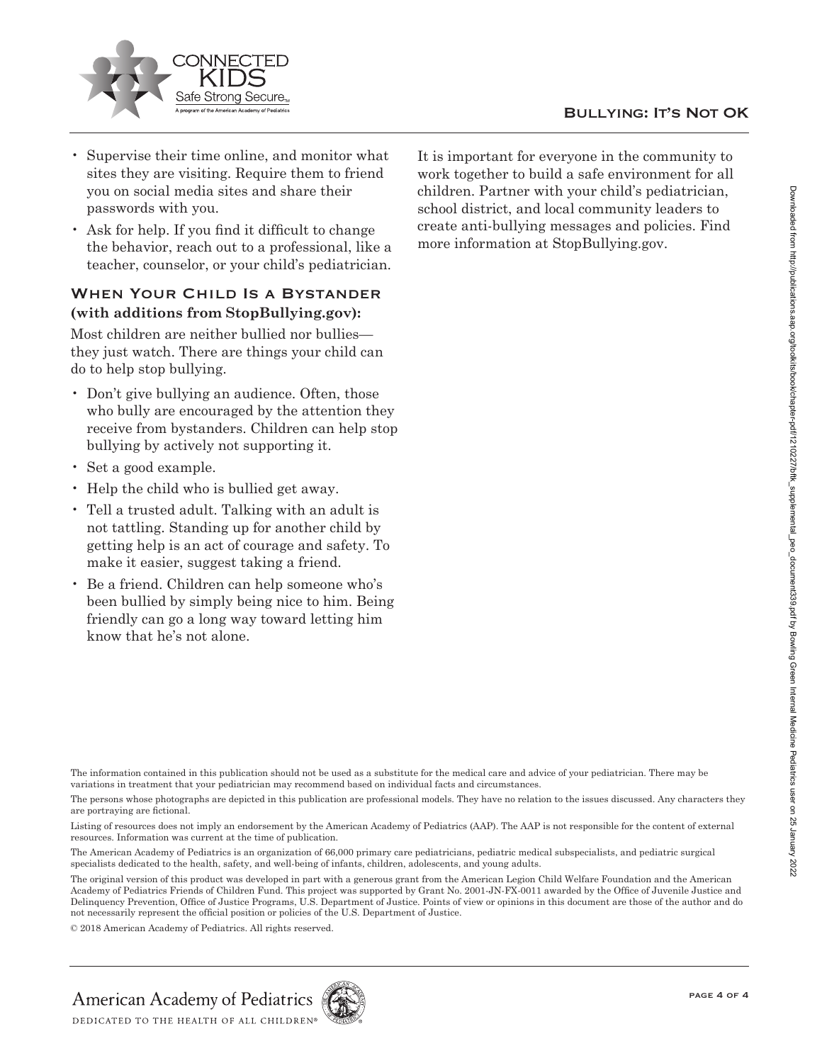- Supervise their time online, and monitor what sites they are visiting. Require them to friend you on social media sites and share their passwords with you.
- Ask for help. If you find it difficult to change the behavior, reach out to a professional, like a teacher, counselor, or your child's pediatrician.

## When Your Child Is a Bystander (with additions from StopBullying.gov):

Most children are neither bullied nor bullies—they just watch. There are things your child can do to help stop bullying.

- Don't give bullying an audience. Often, those who bully are encouraged by the attention they receive from bystanders. Children can help stop bullying by actively not supporting it.
- Set a good example.
- Help the child who is bullied get away.
- Tell a trusted adult. Talking with an adult is not tattling. Standing up for another child by getting help is an act of courage and safety. To make it easier, suggest taking a friend.
- Be a friend. Children can help someone who's been bullied by simply being nice to him. Being friendly can go a long way toward letting him know that he's not alone.

It is important for everyone in the community to work together to build a safe environment for all children. Partner with your child's pediatrician, school district, and local community leaders to create anti-bullying messages and policies. Find more information at StopBullying.gov.

The information contained in this publication should not be used as a substitute for the medical care and advice of your pediatrician. There may be variations in treatment that your pediatrician may recommend based on individual facts and circumstances.

The persons whose photographs are depicted in this publication are professional models. They have no relation to the issues discussed. Any characters they are portraying are fictional.

Listing of resources does not imply an endorsement by the American Academy of Pediatrics (AAP). The AAP is not responsible for the content of external resources. Information was current at the time of publication.

The American Academy of Pediatrics is an organization of 66,000 primary care pediatricians, pediatric medical subspecialists, and pediatric surgical specialists dedicated to the health, safety, and well-being of infants, children, adolescents, and young adults.

The original version of this product was developed in part with a generous grant from the American Legion Child Welfare Foundation and the American Academy of Pediatrics Friends of Children Fund. This project was supported by Grant No. 2001-JN-FX-0011 awarded by the Office of Juvenile Justice and Delinquency Prevention, Office of Justice Programs, U.S. Department of Justice. Points of view or opinions in this document are those of the author and do not necessarily represent the official position or policies of the U.S. Department of Justice.

© 2018 American Academy of Pediatrics. All rights reserved.